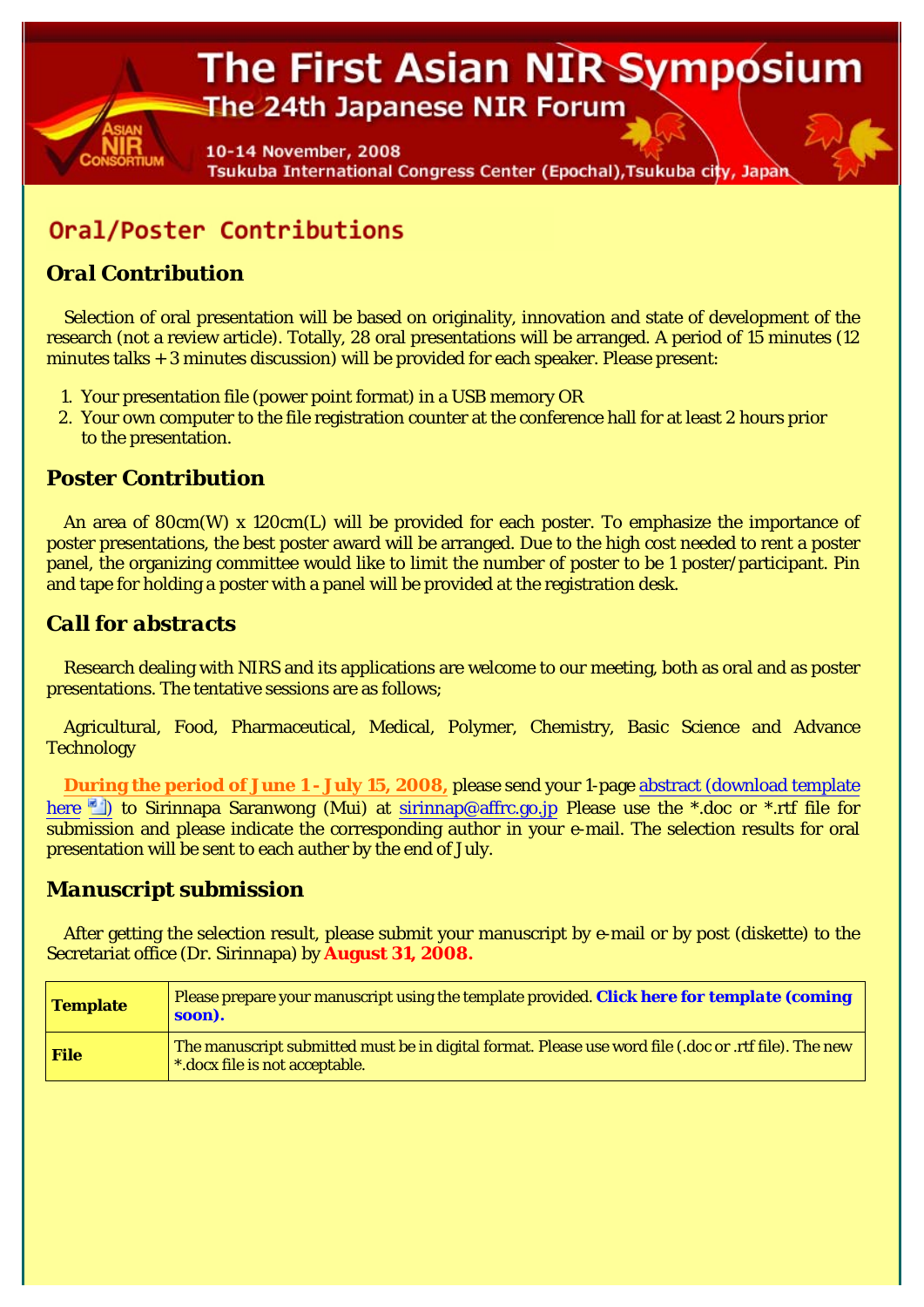# The First Asian NIR Symposium

## The 24th Japanese NIR Forum

10-14 November, 2008
Tsukuba International Congress Center (Epochal),Tsukuba city, Japan

## Oral/Poster Contributions

### Oral Contribution

Selection of oral presentation will be based on originality, innovation and state of development of the research (not a review article). Totally, 28 oral presentations will be arranged. A period of 15 minutes (12 minutes talks + 3 minutes discussion) will be provided for each speaker. Please present:

1. Your presentation file (power point format) in a USB memory OR
2. Your own computer to the file registration counter at the conference hall for at least 2 hours prior to the presentation.

### Poster Contribution

An area of 80cm(W) x 120cm(L) will be provided for each poster. To emphasize the importance of poster presentations, the best poster award will be arranged. Due to the high cost needed to rent a poster panel, the organizing committee would like to limit the number of poster to be 1 poster/participant. Pin and tape for holding a poster with a panel will be provided at the registration desk.

### Call for abstracts

Research dealing with NIRS and its applications are welcome to our meeting, both as oral and as poster presentations. The tentative sessions are as follows;

Agricultural, Food, Pharmaceutical, Medical, Polymer, Chemistry, Basic Science and Advance Technology

**During the period of June 1 - July 15, 2008,** please send your 1-page abstract (download template here) to Sirinnapa Saranwong (Mui) at sirinnap@affrc.go.jp Please use the *.doc or *.rtf file for submission and please indicate the corresponding author in your e-mail. The selection results for oral presentation will be sent to each auther by the end of July.

### Manuscript submission

After getting the selection result, please submit your manuscript by e-mail or by post (diskette) to the Secretariat office (Dr. Sirinnapa) by **August 31, 2008.**

| | |
|---|---|
| **Template** | Please prepare your manuscript using the template provided. **Click here for template (coming soon).** |
| **File** | The manuscript submitted must be in digital format. Please use word file (.doc or .rtf file). The new *.docx file is not acceptable. |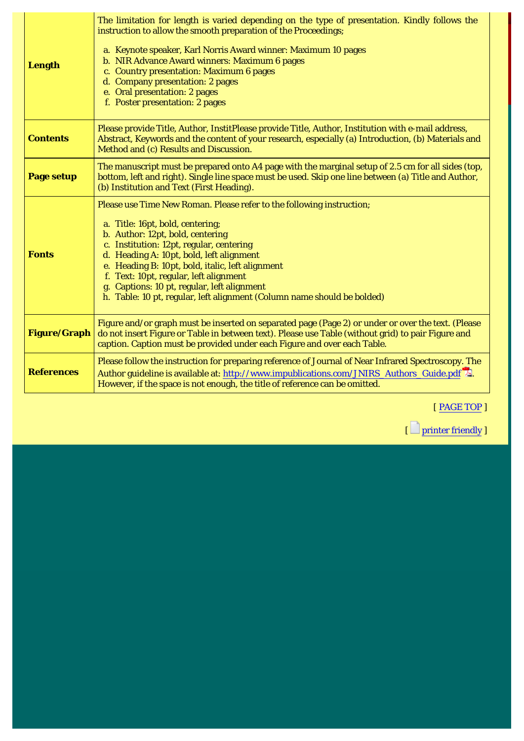| | |
|---|---|
| **Length** | The limitation for length is varied depending on the type of presentation. Kindly follows the instruction to allow the smooth preparation of the Proceedings;<br><br>a. Keynote speaker, Karl Norris Award winner: Maximum 10 pages<br>b. NIR Advance Award winners: Maximum 6 pages<br>c. Country presentation: Maximum 6 pages<br>d. Company presentation: 2 pages<br>e. Oral presentation: 2 pages<br>f. Poster presentation: 2 pages |
| **Contents** | Please provide Title, Author, InstitPlease provide Title, Author, Institution with e-mail address, Abstract, Keywords and the content of your research, especially (a) Introduction, (b) Materials and Method and (c) Results and Discussion. |
| **Page setup** | The manuscript must be prepared onto A4 page with the marginal setup of 2.5 cm for all sides (top, bottom, left and right). Single line space must be used. Skip one line between (a) Title and Author, (b) Institution and Text (First Heading). |
| **Fonts** | Please use Time New Roman. Please refer to the following instruction;<br><br>a. Title: 16pt, bold, centering;<br>b. Author: 12pt, bold, centering<br>c. Institution: 12pt, regular, centering<br>d. Heading A: 10pt, bold, left alignment<br>e. Heading B: 10pt, bold, italic, left alignment<br>f. Text: 10pt, regular, left alignment<br>g. Captions: 10 pt, regular, left alignment<br>h. Table: 10 pt, regular, left alignment (Column name should be bolded) |
| **Figure/Graph** | Figure and/or graph must be inserted on separated page (Page 2) or under or over the text. (Please do not insert Figure or Table in between text). Please use Table (without grid) to pair Figure and caption. Caption must be provided under each Figure and over each Table. |
| **References** | Please follow the instruction for preparing reference of Journal of Near Infrared Spectroscopy. The Author guideline is available at: http://www.impublications.com/JNIRS_Authors_Guide.pdf. However, if the space is not enough, the title of reference can be omitted. |

[ PAGE TOP ]

[ printer friendly ]